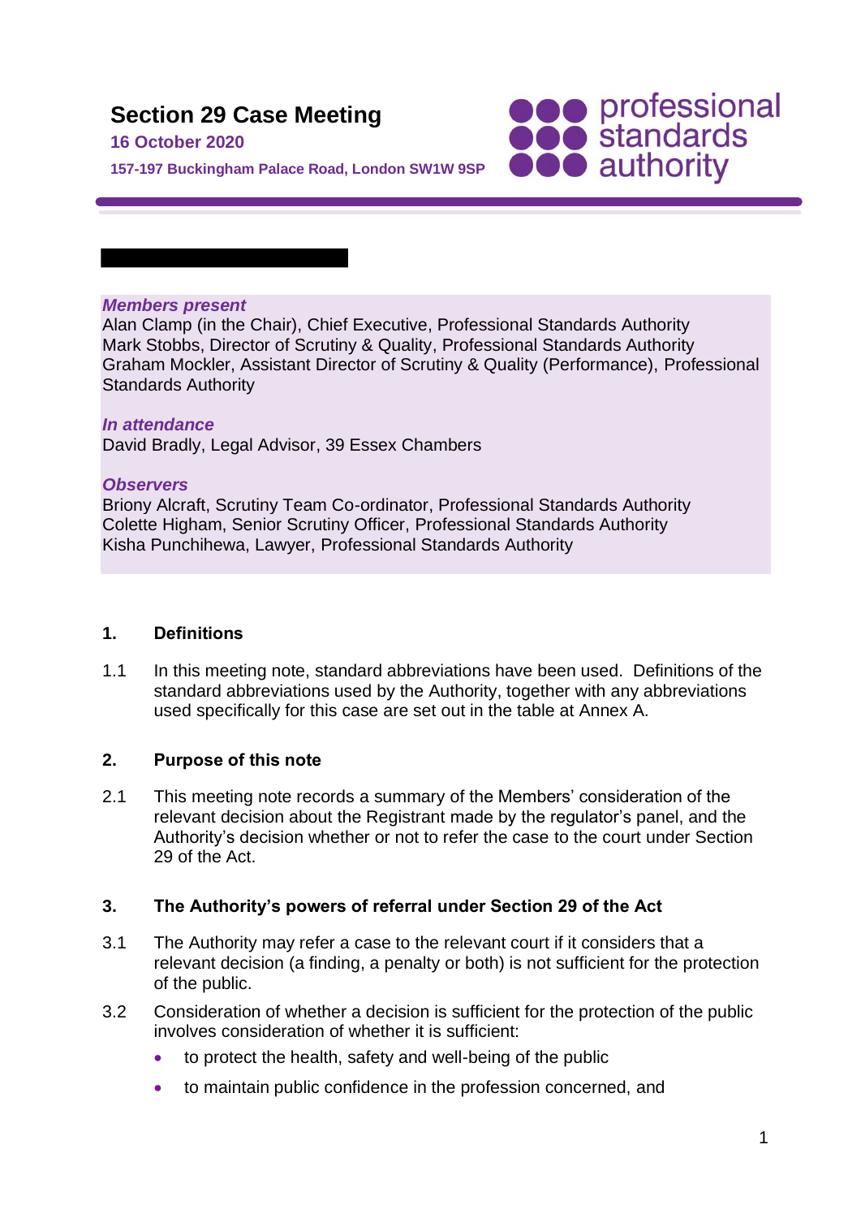# Section 29 Case Meeting

**16 October 2020**

**157-197 Buckingham Palace Road, London SW1W 9SP**

***Members present***

Alan Clamp (in the Chair), Chief Executive, Professional Standards Authority
Mark Stobbs, Director of Scrutiny & Quality, Professional Standards Authority
Graham Mockler, Assistant Director of Scrutiny & Quality (Performance), Professional Standards Authority

***In attendance***

David Bradly, Legal Advisor, 39 Essex Chambers

***Observers***

Briony Alcraft, Scrutiny Team Co-ordinator, Professional Standards Authority
Colette Higham, Senior Scrutiny Officer, Professional Standards Authority
Kisha Punchihewa, Lawyer, Professional Standards Authority

## 1. Definitions

1.1 In this meeting note, standard abbreviations have been used. Definitions of the standard abbreviations used by the Authority, together with any abbreviations used specifically for this case are set out in the table at Annex A.

## 2. Purpose of this note

2.1 This meeting note records a summary of the Members' consideration of the relevant decision about the Registrant made by the regulator's panel, and the Authority's decision whether or not to refer the case to the court under Section 29 of the Act.

## 3. The Authority's powers of referral under Section 29 of the Act

3.1 The Authority may refer a case to the relevant court if it considers that a relevant decision (a finding, a penalty or both) is not sufficient for the protection of the public.

3.2 Consideration of whether a decision is sufficient for the protection of the public involves consideration of whether it is sufficient:

- to protect the health, safety and well-being of the public
- to maintain public confidence in the profession concerned, and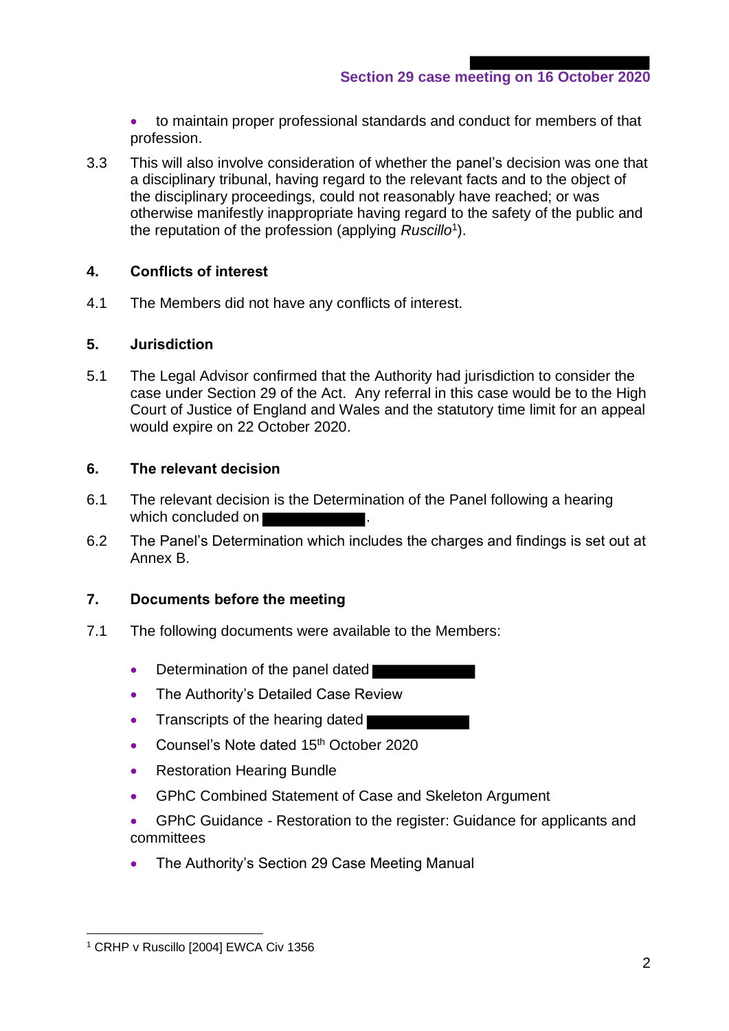- to maintain proper professional standards and conduct for members of that profession.

3.3 This will also involve consideration of whether the panel's decision was one that a disciplinary tribunal, having regard to the relevant facts and to the object of the disciplinary proceedings, could not reasonably have reached; or was otherwise manifestly inappropriate having regard to the safety of the public and the reputation of the profession (applying *Ruscillo*[1]).

## 4. Conflicts of interest

4.1 The Members did not have any conflicts of interest.

## 5. Jurisdiction

5.1 The Legal Advisor confirmed that the Authority had jurisdiction to consider the case under Section 29 of the Act. Any referral in this case would be to the High Court of Justice of England and Wales and the statutory time limit for an appeal would expire on 22 October 2020.

## 6. The relevant decision

6.1 The relevant decision is the Determination of the Panel following a hearing which concluded on [REDACTED].

6.2 The Panel's Determination which includes the charges and findings is set out at Annex B.

## 7. Documents before the meeting

7.1 The following documents were available to the Members:

- Determination of the panel dated [REDACTED]
- The Authority's Detailed Case Review
- Transcripts of the hearing dated [REDACTED]
- Counsel's Note dated 15th October 2020
- Restoration Hearing Bundle
- GPhC Combined Statement of Case and Skeleton Argument
- GPhC Guidance - Restoration to the register: Guidance for applicants and committees
- The Authority's Section 29 Case Meeting Manual

[1] CRHP v Ruscillo [2004] EWCA Civ 1356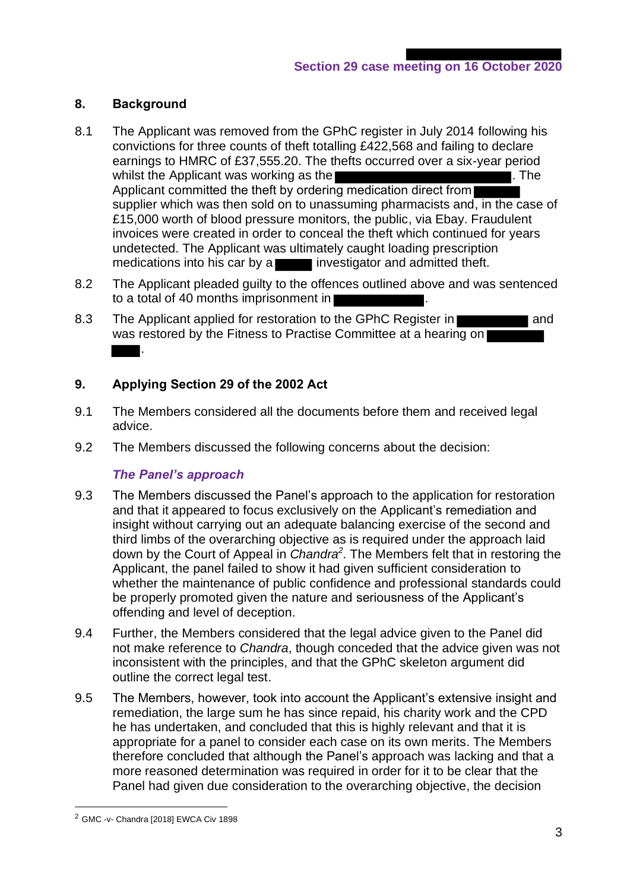## 8. Background

8.1 The Applicant was removed from the GPhC register in July 2014 following his convictions for three counts of theft totalling £422,568 and failing to declare earnings to HMRC of £37,555.20. The thefts occurred over a six-year period whilst the Applicant was working as the ██████████████████. The Applicant committed the theft by ordering medication direct from █████ supplier which was then sold on to unassuming pharmacists and, in the case of £15,000 worth of blood pressure monitors, the public, via Ebay. Fraudulent invoices were created in order to conceal the theft which continued for years undetected. The Applicant was ultimately caught loading prescription medications into his car by a ████ investigator and admitted theft.

8.2 The Applicant pleaded guilty to the offences outlined above and was sentenced to a total of 40 months imprisonment in █████████.

8.3 The Applicant applied for restoration to the GPhC Register in ███████ and was restored by the Fitness to Practise Committee at a hearing on ███████ ███.

## 9. Applying Section 29 of the 2002 Act

9.1 The Members considered all the documents before them and received legal advice.

9.2 The Members discussed the following concerns about the decision:

### *The Panel's approach*

9.3 The Members discussed the Panel's approach to the application for restoration and that it appeared to focus exclusively on the Applicant's remediation and insight without carrying out an adequate balancing exercise of the second and third limbs of the overarching objective as is required under the approach laid down by the Court of Appeal in *Chandra*[2]. The Members felt that in restoring the Applicant, the panel failed to show it had given sufficient consideration to whether the maintenance of public confidence and professional standards could be properly promoted given the nature and seriousness of the Applicant's offending and level of deception.

9.4 Further, the Members considered that the legal advice given to the Panel did not make reference to *Chandra*, though conceded that the advice given was not inconsistent with the principles, and that the GPhC skeleton argument did outline the correct legal test.

9.5 The Members, however, took into account the Applicant's extensive insight and remediation, the large sum he has since repaid, his charity work and the CPD he has undertaken, and concluded that this is highly relevant and that it is appropriate for a panel to consider each case on its own merits. The Members therefore concluded that although the Panel's approach was lacking and that a more reasoned determination was required in order for it to be clear that the Panel had given due consideration to the overarching objective, the decision

[2] GMC -v- Chandra [2018] EWCA Civ 1898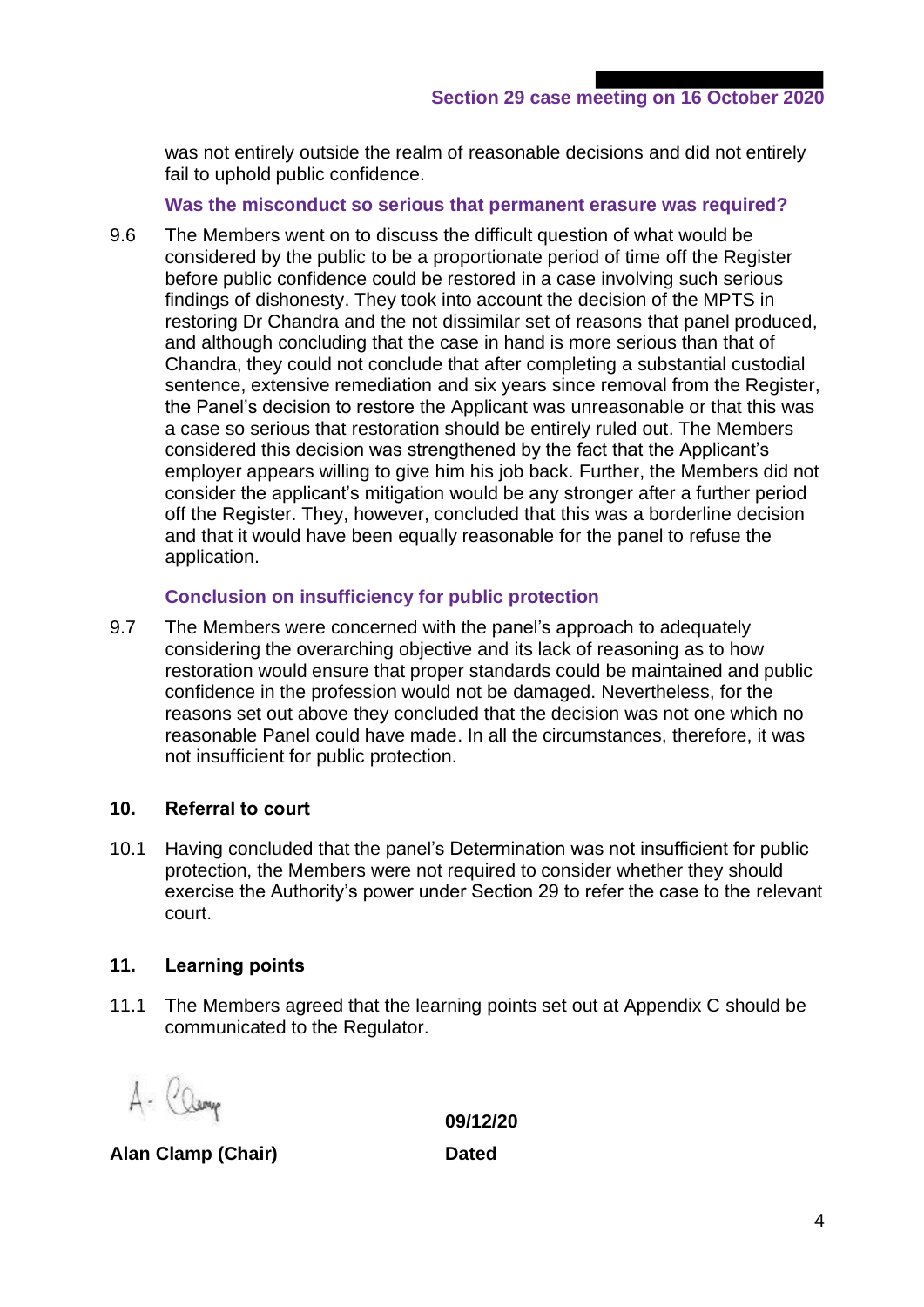was not entirely outside the realm of reasonable decisions and did not entirely fail to uphold public confidence.

### Was the misconduct so serious that permanent erasure was required?

9.6 The Members went on to discuss the difficult question of what would be considered by the public to be a proportionate period of time off the Register before public confidence could be restored in a case involving such serious findings of dishonesty. They took into account the decision of the MPTS in restoring Dr Chandra and the not dissimilar set of reasons that panel produced, and although concluding that the case in hand is more serious than that of Chandra, they could not conclude that after completing a substantial custodial sentence, extensive remediation and six years since removal from the Register, the Panel's decision to restore the Applicant was unreasonable or that this was a case so serious that restoration should be entirely ruled out. The Members considered this decision was strengthened by the fact that the Applicant's employer appears willing to give him his job back. Further, the Members did not consider the applicant's mitigation would be any stronger after a further period off the Register. They, however, concluded that this was a borderline decision and that it would have been equally reasonable for the panel to refuse the application.

### Conclusion on insufficiency for public protection

9.7 The Members were concerned with the panel's approach to adequately considering the overarching objective and its lack of reasoning as to how restoration would ensure that proper standards could be maintained and public confidence in the profession would not be damaged. Nevertheless, for the reasons set out above they concluded that the decision was not one which no reasonable Panel could have made. In all the circumstances, therefore, it was not insufficient for public protection.

## 10. Referral to court

10.1 Having concluded that the panel's Determination was not insufficient for public protection, the Members were not required to consider whether they should exercise the Authority's power under Section 29 to refer the case to the relevant court.

## 11. Learning points

11.1 The Members agreed that the learning points set out at Appendix C should be communicated to the Regulator.

A. Clamp

**Alan Clamp (Chair)**

**09/12/20**

**Dated**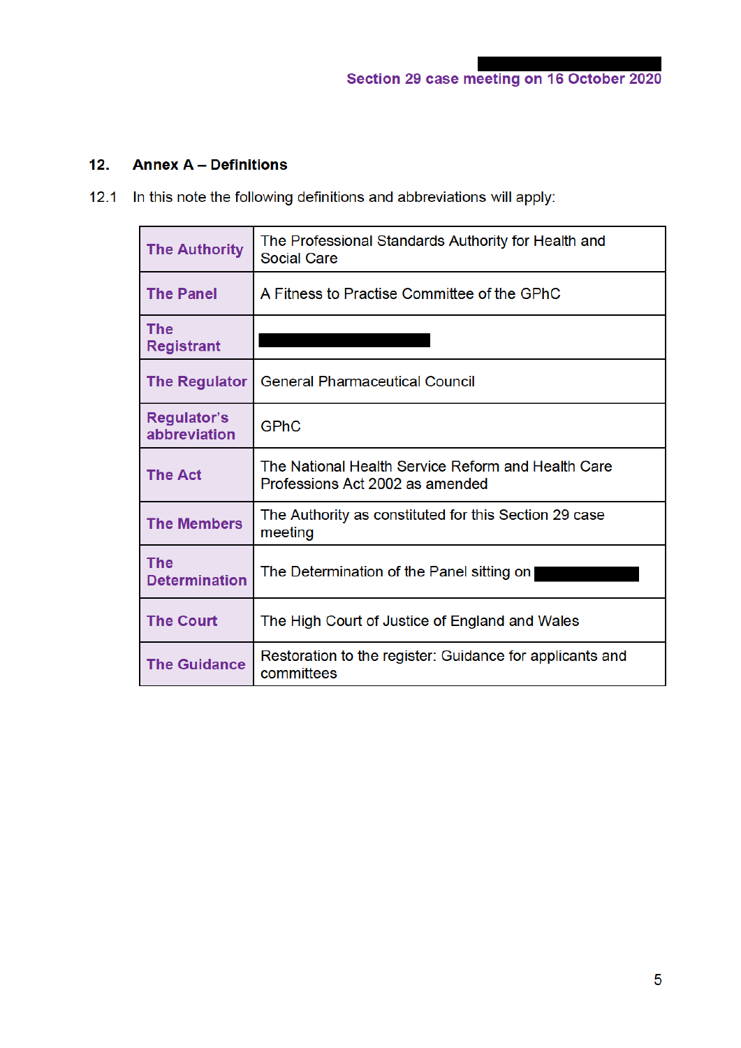## 12. Annex A – Definitions

12.1 In this note the following definitions and abbreviations will apply:

| | |
|---|---|
| **The Authority** | The Professional Standards Authority for Health and Social Care |
| **The Panel** | A Fitness to Practise Committee of the GPhC |
| **The Registrant** | |
| **The Regulator** | General Pharmaceutical Council |
| **Regulator's abbreviation** | GPhC |
| **The Act** | The National Health Service Reform and Health Care Professions Act 2002 as amended |
| **The Members** | The Authority as constituted for this Section 29 case meeting |
| **The Determination** | The Determination of the Panel sitting on |
| **The Court** | The High Court of Justice of England and Wales |
| **The Guidance** | Restoration to the register: Guidance for applicants and committees |